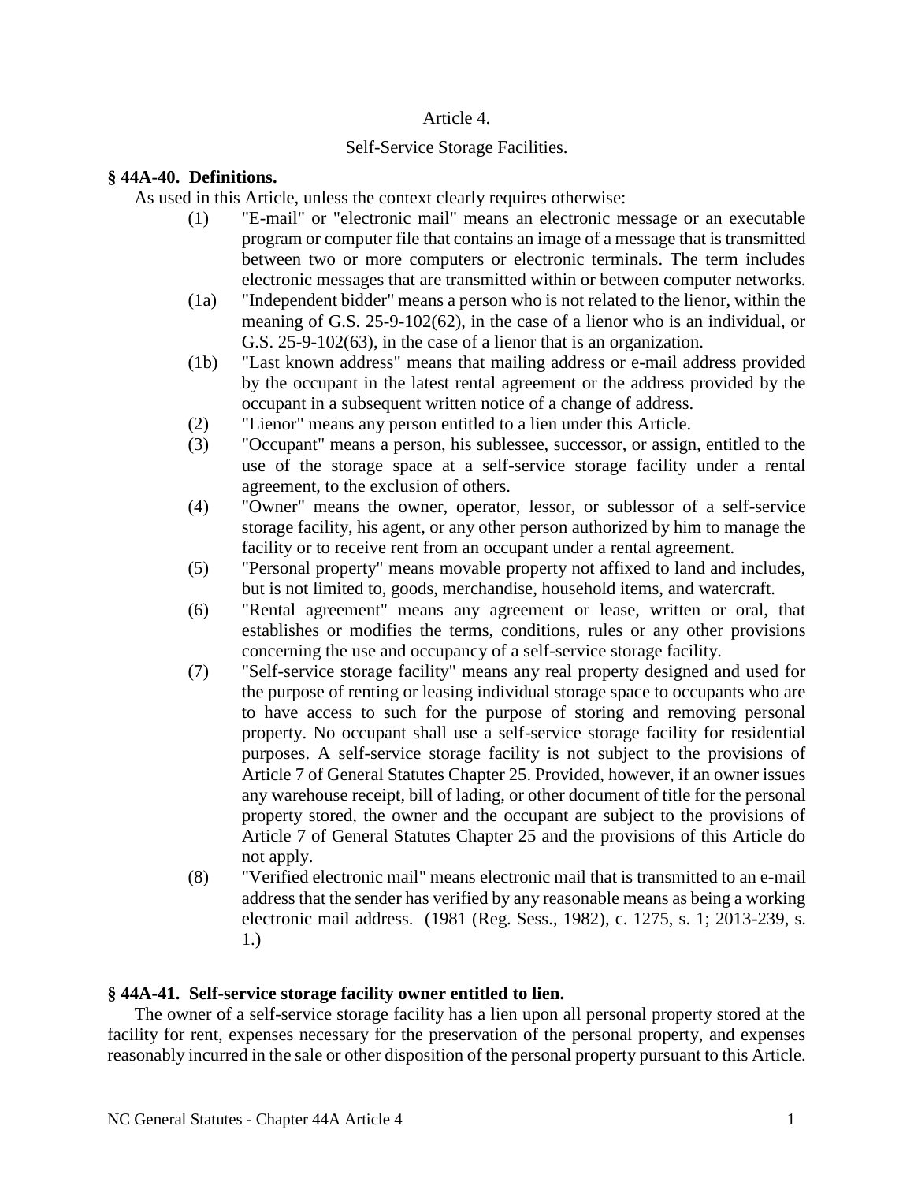# Article 4.

## Self-Service Storage Facilities.

### § 44A-40. Definitions.

As used in this Article, unless the context clearly requires otherwise:

- (1) "E-mail" or "electronic mail" means an electronic message or an executable program or computer file that contains an image of a message that is transmitted between two or more computers or electronic terminals. The term includes electronic messages that are transmitted within or between computer networks.
- (1a) "Independent bidder" means a person who is not related to the lienor, within the meaning of G.S. 25-9-102(62), in the case of a lienor who is an individual, or G.S. 25-9-102(63), in the case of a lienor that is an organization.
- (1b) "Last known address" means that mailing address or e-mail address provided by the occupant in the latest rental agreement or the address provided by the occupant in a subsequent written notice of a change of address.
- (2) "Lienor" means any person entitled to a lien under this Article.
- (3) "Occupant" means a person, his sublessee, successor, or assign, entitled to the use of the storage space at a self-service storage facility under a rental agreement, to the exclusion of others.
- (4) "Owner" means the owner, operator, lessor, or sublessor of a self-service storage facility, his agent, or any other person authorized by him to manage the facility or to receive rent from an occupant under a rental agreement.
- (5) "Personal property" means movable property not affixed to land and includes, but is not limited to, goods, merchandise, household items, and watercraft.
- (6) "Rental agreement" means any agreement or lease, written or oral, that establishes or modifies the terms, conditions, rules or any other provisions concerning the use and occupancy of a self-service storage facility.
- (7) "Self-service storage facility" means any real property designed and used for the purpose of renting or leasing individual storage space to occupants who are to have access to such for the purpose of storing and removing personal property. No occupant shall use a self-service storage facility for residential purposes. A self-service storage facility is not subject to the provisions of Article 7 of General Statutes Chapter 25. Provided, however, if an owner issues any warehouse receipt, bill of lading, or other document of title for the personal property stored, the owner and the occupant are subject to the provisions of Article 7 of General Statutes Chapter 25 and the provisions of this Article do not apply.
- (8) "Verified electronic mail" means electronic mail that is transmitted to an e-mail address that the sender has verified by any reasonable means as being a working electronic mail address. (1981 (Reg. Sess., 1982), c. 1275, s. 1; 2013-239, s. 1.)

### § 44A-41. Self-service storage facility owner entitled to lien.

The owner of a self-service storage facility has a lien upon all personal property stored at the facility for rent, expenses necessary for the preservation of the personal property, and expenses reasonably incurred in the sale or other disposition of the personal property pursuant to this Article.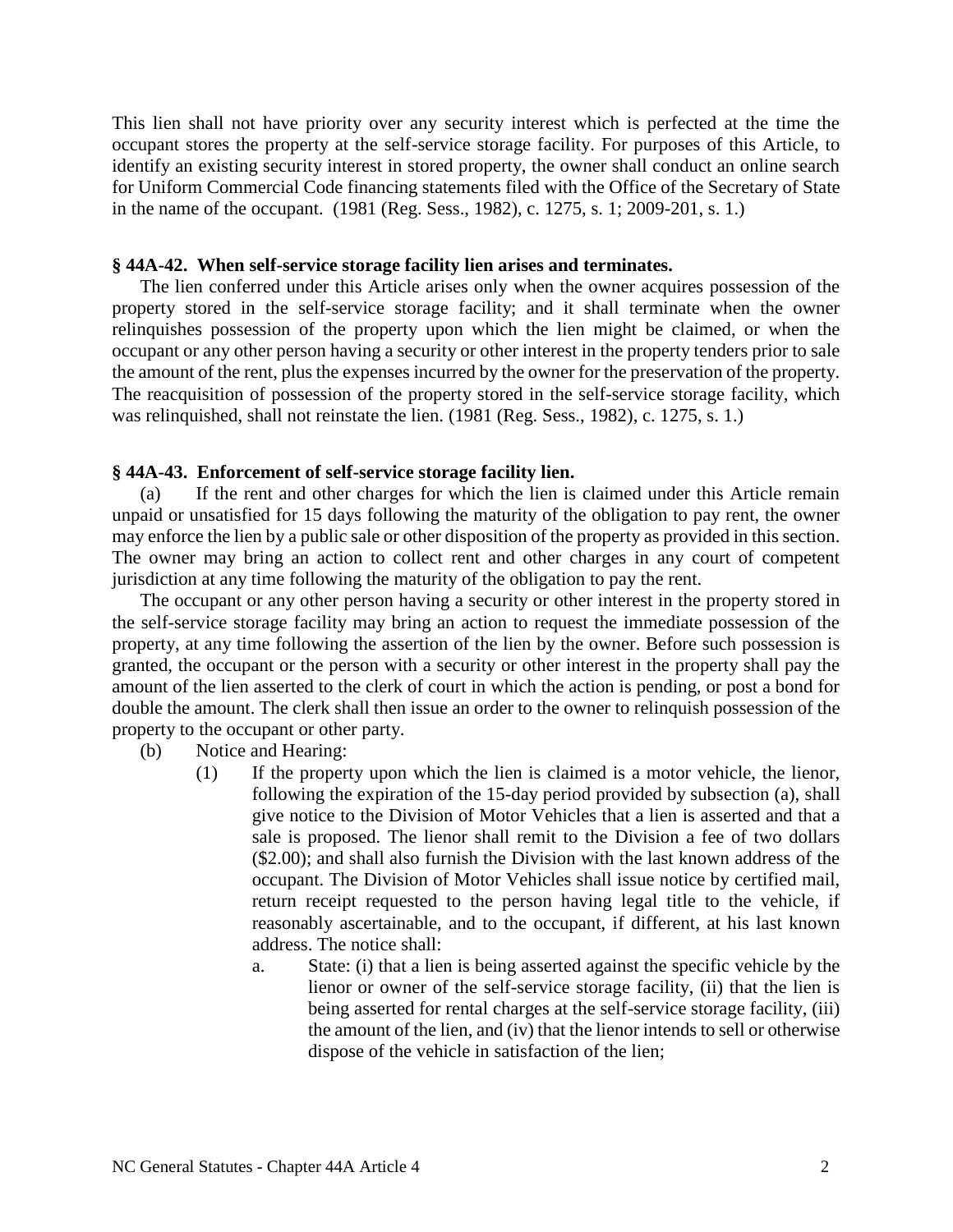This lien shall not have priority over any security interest which is perfected at the time the occupant stores the property at the self-service storage facility. For purposes of this Article, to identify an existing security interest in stored property, the owner shall conduct an online search for Uniform Commercial Code financing statements filed with the Office of the Secretary of State in the name of the occupant. (1981 (Reg. Sess., 1982), c. 1275, s. 1; 2009-201, s. 1.)

### § 44A-42. When self-service storage facility lien arises and terminates.

The lien conferred under this Article arises only when the owner acquires possession of the property stored in the self-service storage facility; and it shall terminate when the owner relinquishes possession of the property upon which the lien might be claimed, or when the occupant or any other person having a security or other interest in the property tenders prior to sale the amount of the rent, plus the expenses incurred by the owner for the preservation of the property. The reacquisition of possession of the property stored in the self-service storage facility, which was relinquished, shall not reinstate the lien. (1981 (Reg. Sess., 1982), c. 1275, s. 1.)

### § 44A-43. Enforcement of self-service storage facility lien.

(a) If the rent and other charges for which the lien is claimed under this Article remain unpaid or unsatisfied for 15 days following the maturity of the obligation to pay rent, the owner may enforce the lien by a public sale or other disposition of the property as provided in this section. The owner may bring an action to collect rent and other charges in any court of competent jurisdiction at any time following the maturity of the obligation to pay the rent.

The occupant or any other person having a security or other interest in the property stored in the self-service storage facility may bring an action to request the immediate possession of the property, at any time following the assertion of the lien by the owner. Before such possession is granted, the occupant or the person with a security or other interest in the property shall pay the amount of the lien asserted to the clerk of court in which the action is pending, or post a bond for double the amount. The clerk shall then issue an order to the owner to relinquish possession of the property to the occupant or other party.

(b) Notice and Hearing:

(1) If the property upon which the lien is claimed is a motor vehicle, the lienor, following the expiration of the 15-day period provided by subsection (a), shall give notice to the Division of Motor Vehicles that a lien is asserted and that a sale is proposed. The lienor shall remit to the Division a fee of two dollars ($2.00); and shall also furnish the Division with the last known address of the occupant. The Division of Motor Vehicles shall issue notice by certified mail, return receipt requested to the person having legal title to the vehicle, if reasonably ascertainable, and to the occupant, if different, at his last known address. The notice shall:

a. State: (i) that a lien is being asserted against the specific vehicle by the lienor or owner of the self-service storage facility, (ii) that the lien is being asserted for rental charges at the self-service storage facility, (iii) the amount of the lien, and (iv) that the lienor intends to sell or otherwise dispose of the vehicle in satisfaction of the lien;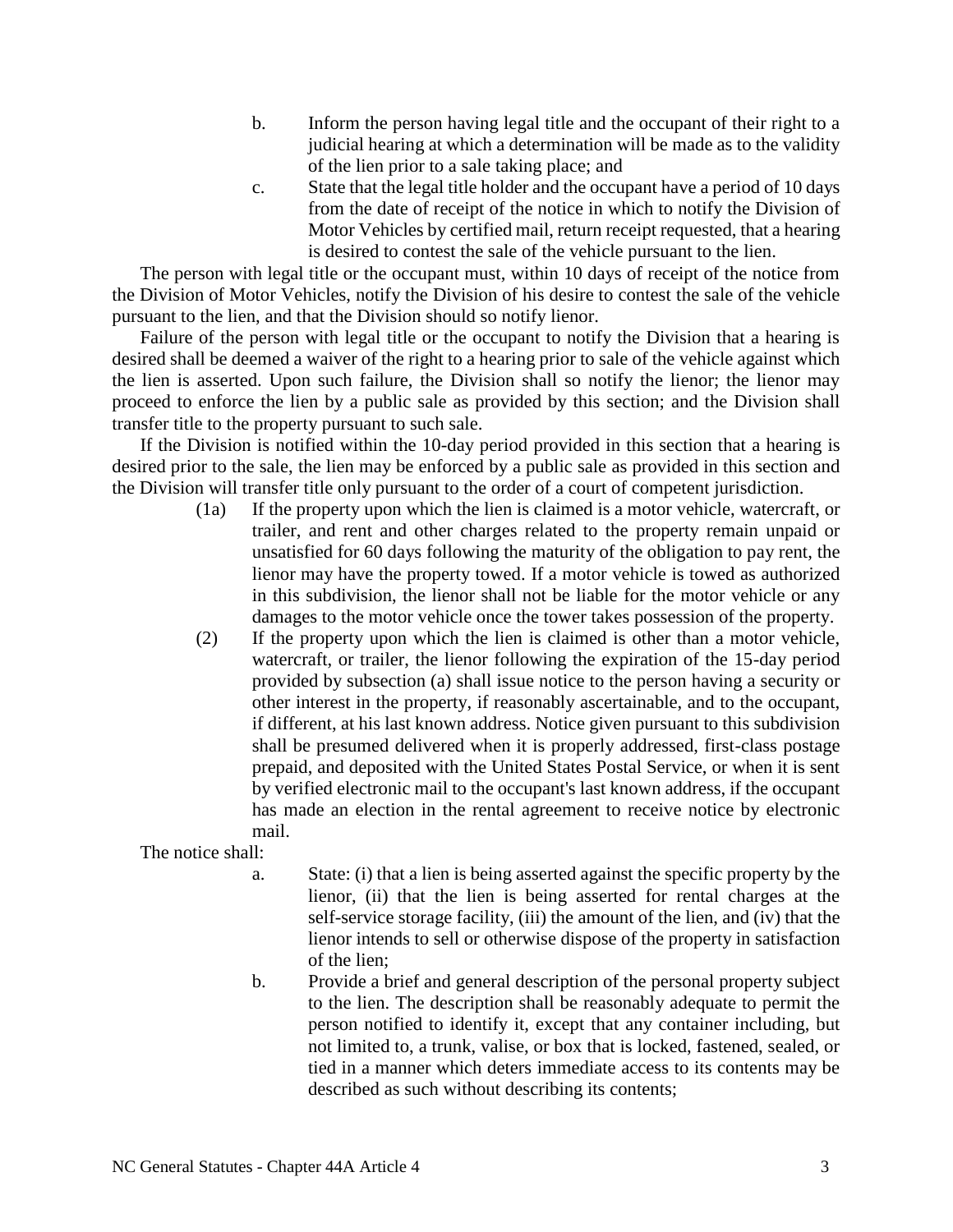b. Inform the person having legal title and the occupant of their right to a judicial hearing at which a determination will be made as to the validity of the lien prior to a sale taking place; and

c. State that the legal title holder and the occupant have a period of 10 days from the date of receipt of the notice in which to notify the Division of Motor Vehicles by certified mail, return receipt requested, that a hearing is desired to contest the sale of the vehicle pursuant to the lien.

The person with legal title or the occupant must, within 10 days of receipt of the notice from the Division of Motor Vehicles, notify the Division of his desire to contest the sale of the vehicle pursuant to the lien, and that the Division should so notify lienor.

Failure of the person with legal title or the occupant to notify the Division that a hearing is desired shall be deemed a waiver of the right to a hearing prior to sale of the vehicle against which the lien is asserted. Upon such failure, the Division shall so notify the lienor; the lienor may proceed to enforce the lien by a public sale as provided by this section; and the Division shall transfer title to the property pursuant to such sale.

If the Division is notified within the 10-day period provided in this section that a hearing is desired prior to the sale, the lien may be enforced by a public sale as provided in this section and the Division will transfer title only pursuant to the order of a court of competent jurisdiction.

(1a) If the property upon which the lien is claimed is a motor vehicle, watercraft, or trailer, and rent and other charges related to the property remain unpaid or unsatisfied for 60 days following the maturity of the obligation to pay rent, the lienor may have the property towed. If a motor vehicle is towed as authorized in this subdivision, the lienor shall not be liable for the motor vehicle or any damages to the motor vehicle once the tower takes possession of the property.

(2) If the property upon which the lien is claimed is other than a motor vehicle, watercraft, or trailer, the lienor following the expiration of the 15-day period provided by subsection (a) shall issue notice to the person having a security or other interest in the property, if reasonably ascertainable, and to the occupant, if different, at his last known address. Notice given pursuant to this subdivision shall be presumed delivered when it is properly addressed, first-class postage prepaid, and deposited with the United States Postal Service, or when it is sent by verified electronic mail to the occupant's last known address, if the occupant has made an election in the rental agreement to receive notice by electronic mail.

The notice shall:

a. State: (i) that a lien is being asserted against the specific property by the lienor, (ii) that the lien is being asserted for rental charges at the self-service storage facility, (iii) the amount of the lien, and (iv) that the lienor intends to sell or otherwise dispose of the property in satisfaction of the lien;

b. Provide a brief and general description of the personal property subject to the lien. The description shall be reasonably adequate to permit the person notified to identify it, except that any container including, but not limited to, a trunk, valise, or box that is locked, fastened, sealed, or tied in a manner which deters immediate access to its contents may be described as such without describing its contents;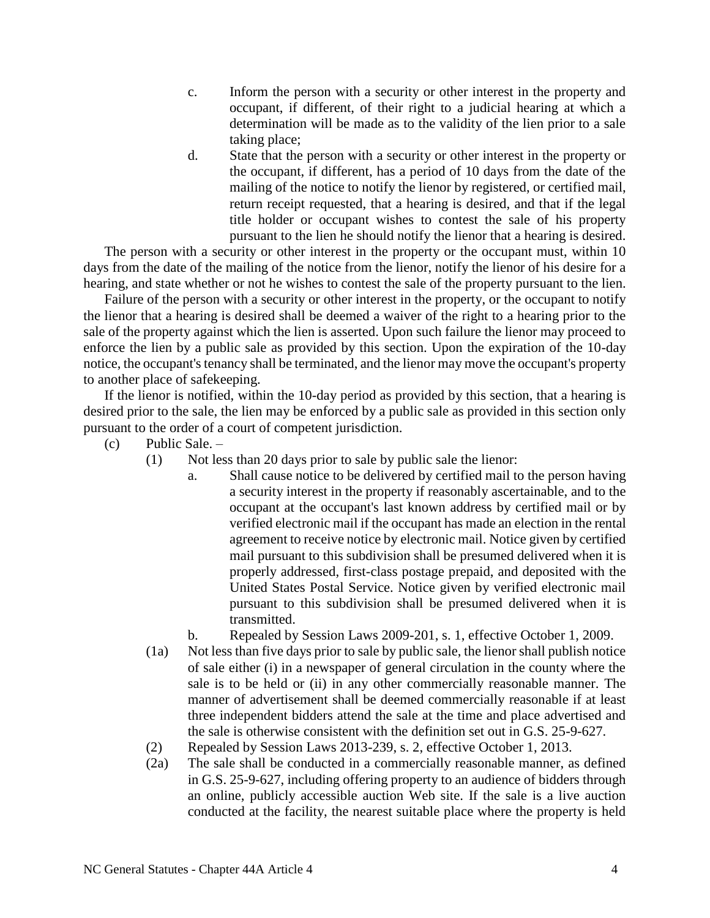c. Inform the person with a security or other interest in the property and occupant, if different, of their right to a judicial hearing at which a determination will be made as to the validity of the lien prior to a sale taking place;

d. State that the person with a security or other interest in the property or the occupant, if different, has a period of 10 days from the date of the mailing of the notice to notify the lienor by registered, or certified mail, return receipt requested, that a hearing is desired, and that if the legal title holder or occupant wishes to contest the sale of his property pursuant to the lien he should notify the lienor that a hearing is desired.

The person with a security or other interest in the property or the occupant must, within 10 days from the date of the mailing of the notice from the lienor, notify the lienor of his desire for a hearing, and state whether or not he wishes to contest the sale of the property pursuant to the lien.

Failure of the person with a security or other interest in the property, or the occupant to notify the lienor that a hearing is desired shall be deemed a waiver of the right to a hearing prior to the sale of the property against which the lien is asserted. Upon such failure the lienor may proceed to enforce the lien by a public sale as provided by this section. Upon the expiration of the 10-day notice, the occupant's tenancy shall be terminated, and the lienor may move the occupant's property to another place of safekeeping.

If the lienor is notified, within the 10-day period as provided by this section, that a hearing is desired prior to the sale, the lien may be enforced by a public sale as provided in this section only pursuant to the order of a court of competent jurisdiction.

(c) Public Sale. –

(1) Not less than 20 days prior to sale by public sale the lienor:

a. Shall cause notice to be delivered by certified mail to the person having a security interest in the property if reasonably ascertainable, and to the occupant at the occupant's last known address by certified mail or by verified electronic mail if the occupant has made an election in the rental agreement to receive notice by electronic mail. Notice given by certified mail pursuant to this subdivision shall be presumed delivered when it is properly addressed, first-class postage prepaid, and deposited with the United States Postal Service. Notice given by verified electronic mail pursuant to this subdivision shall be presumed delivered when it is transmitted.

b. Repealed by Session Laws 2009-201, s. 1, effective October 1, 2009.

(1a) Not less than five days prior to sale by public sale, the lienor shall publish notice of sale either (i) in a newspaper of general circulation in the county where the sale is to be held or (ii) in any other commercially reasonable manner. The manner of advertisement shall be deemed commercially reasonable if at least three independent bidders attend the sale at the time and place advertised and the sale is otherwise consistent with the definition set out in G.S. 25-9-627.

(2) Repealed by Session Laws 2013-239, s. 2, effective October 1, 2013.

(2a) The sale shall be conducted in a commercially reasonable manner, as defined in G.S. 25-9-627, including offering property to an audience of bidders through an online, publicly accessible auction Web site. If the sale is a live auction conducted at the facility, the nearest suitable place where the property is held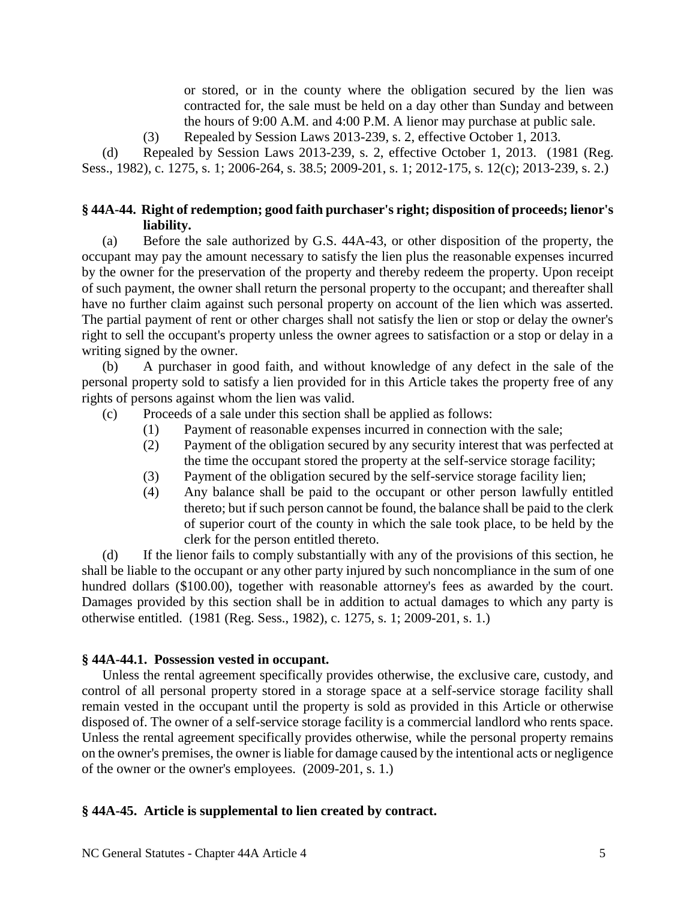or stored, or in the county where the obligation secured by the lien was contracted for, the sale must be held on a day other than Sunday and between the hours of 9:00 A.M. and 4:00 P.M. A lienor may purchase at public sale.

(3) Repealed by Session Laws 2013-239, s. 2, effective October 1, 2013.

(d) Repealed by Session Laws 2013-239, s. 2, effective October 1, 2013. (1981 (Reg. Sess., 1982), c. 1275, s. 1; 2006-264, s. 38.5; 2009-201, s. 1; 2012-175, s. 12(c); 2013-239, s. 2.)

### § 44A-44. Right of redemption; good faith purchaser's right; disposition of proceeds; lienor's liability.

(a) Before the sale authorized by G.S. 44A-43, or other disposition of the property, the occupant may pay the amount necessary to satisfy the lien plus the reasonable expenses incurred by the owner for the preservation of the property and thereby redeem the property. Upon receipt of such payment, the owner shall return the personal property to the occupant; and thereafter shall have no further claim against such personal property on account of the lien which was asserted. The partial payment of rent or other charges shall not satisfy the lien or stop or delay the owner's right to sell the occupant's property unless the owner agrees to satisfaction or a stop or delay in a writing signed by the owner.

(b) A purchaser in good faith, and without knowledge of any defect in the sale of the personal property sold to satisfy a lien provided for in this Article takes the property free of any rights of persons against whom the lien was valid.

(c) Proceeds of a sale under this section shall be applied as follows:

(1) Payment of reasonable expenses incurred in connection with the sale;

(2) Payment of the obligation secured by any security interest that was perfected at the time the occupant stored the property at the self-service storage facility;

(3) Payment of the obligation secured by the self-service storage facility lien;

(4) Any balance shall be paid to the occupant or other person lawfully entitled thereto; but if such person cannot be found, the balance shall be paid to the clerk of superior court of the county in which the sale took place, to be held by the clerk for the person entitled thereto.

(d) If the lienor fails to comply substantially with any of the provisions of this section, he shall be liable to the occupant or any other party injured by such noncompliance in the sum of one hundred dollars ($100.00), together with reasonable attorney's fees as awarded by the court. Damages provided by this section shall be in addition to actual damages to which any party is otherwise entitled. (1981 (Reg. Sess., 1982), c. 1275, s. 1; 2009-201, s. 1.)

### § 44A-44.1. Possession vested in occupant.

Unless the rental agreement specifically provides otherwise, the exclusive care, custody, and control of all personal property stored in a storage space at a self-service storage facility shall remain vested in the occupant until the property is sold as provided in this Article or otherwise disposed of. The owner of a self-service storage facility is a commercial landlord who rents space. Unless the rental agreement specifically provides otherwise, while the personal property remains on the owner's premises, the owner is liable for damage caused by the intentional acts or negligence of the owner or the owner's employees. (2009-201, s. 1.)

### § 44A-45. Article is supplemental to lien created by contract.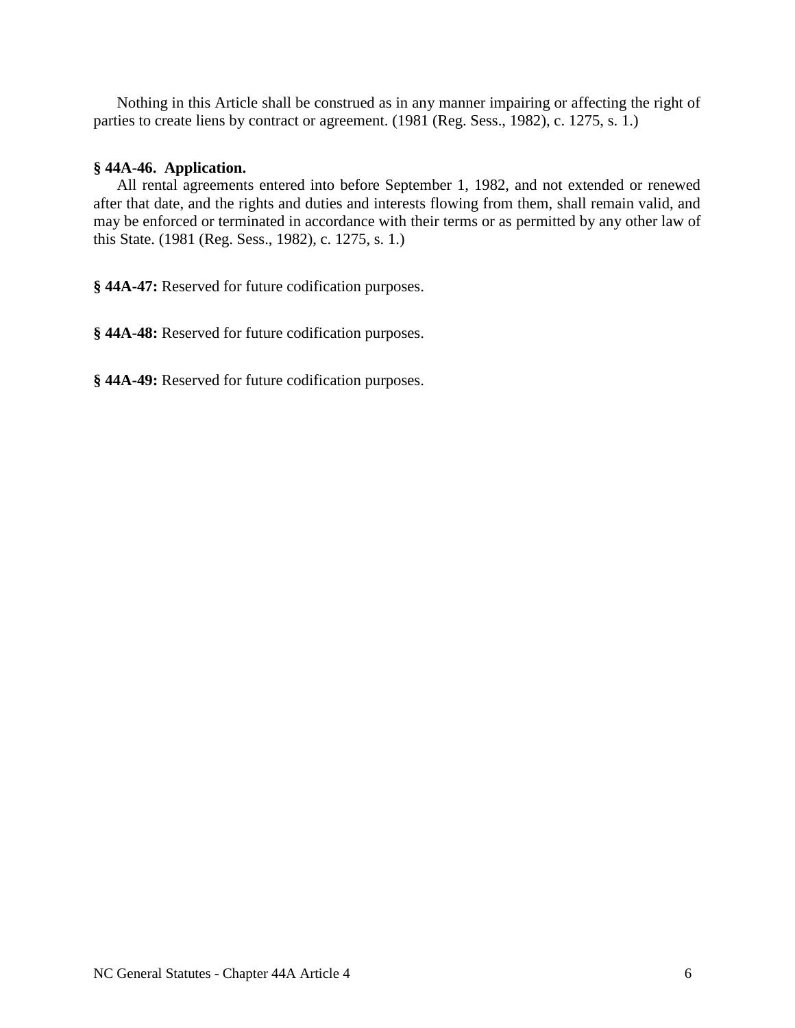Nothing in this Article shall be construed as in any manner impairing or affecting the right of parties to create liens by contract or agreement. (1981 (Reg. Sess., 1982), c. 1275, s. 1.)

**§ 44A-46. Application.**

All rental agreements entered into before September 1, 1982, and not extended or renewed after that date, and the rights and duties and interests flowing from them, shall remain valid, and may be enforced or terminated in accordance with their terms or as permitted by any other law of this State. (1981 (Reg. Sess., 1982), c. 1275, s. 1.)

**§ 44A-47:** Reserved for future codification purposes.

**§ 44A-48:** Reserved for future codification purposes.

**§ 44A-49:** Reserved for future codification purposes.